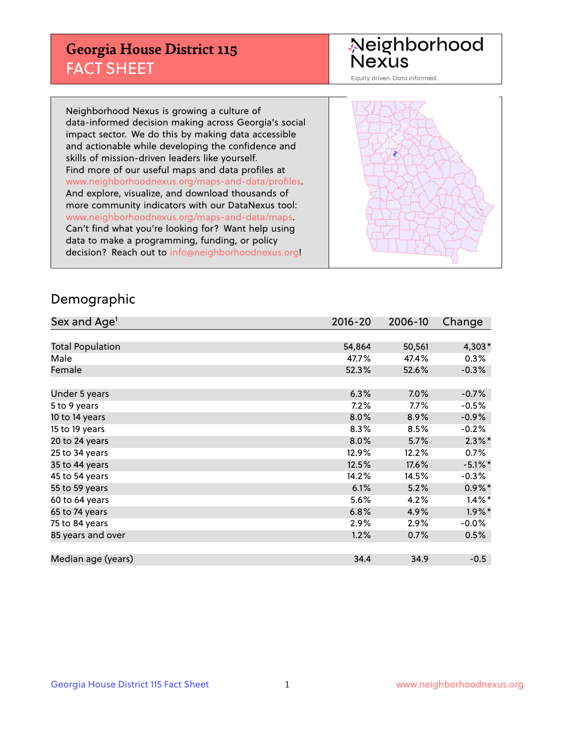# Georgia House District 115
## FACT SHEET

Neighborhood Nexus

Equity driven. Data informed.

Neighborhood Nexus is growing a culture of data-informed decision making across Georgia's social impact sector. We do this by making data accessible and actionable while developing the confidence and skills of mission-driven leaders like yourself. Find more of our useful maps and data profiles at www.neighborhoodnexus.org/maps-and-data/profiles. And explore, visualize, and download thousands of more community indicators with our DataNexus tool: www.neighborhoodnexus.org/maps-and-data/maps. Can't find what you're looking for? Want help using data to make a programming, funding, or policy decision? Reach out to info@neighborhoodnexus.org!

## Demographic

| Sex and Age[1] | 2016-20 | 2006-10 | Change |
|---|---|---|---|
| Total Population | 54,864 | 50,561 | 4,303* |
| Male | 47.7% | 47.4% | 0.3% |
| Female | 52.3% | 52.6% | -0.3% |
| | | | |
| Under 5 years | 6.3% | 7.0% | -0.7% |
| 5 to 9 years | 7.2% | 7.7% | -0.5% |
| 10 to 14 years | 8.0% | 8.9% | -0.9% |
| 15 to 19 years | 8.3% | 8.5% | -0.2% |
| 20 to 24 years | 8.0% | 5.7% | 2.3%* |
| 25 to 34 years | 12.9% | 12.2% | 0.7% |
| 35 to 44 years | 12.5% | 17.6% | -5.1%* |
| 45 to 54 years | 14.2% | 14.5% | -0.3% |
| 55 to 59 years | 6.1% | 5.2% | 0.9%* |
| 60 to 64 years | 5.6% | 4.2% | 1.4%* |
| 65 to 74 years | 6.8% | 4.9% | 1.9%* |
| 75 to 84 years | 2.9% | 2.9% | -0.0% |
| 85 years and over | 1.2% | 0.7% | 0.5% |
| | | | |
| Median age (years) | 34.4 | 34.9 | -0.5 |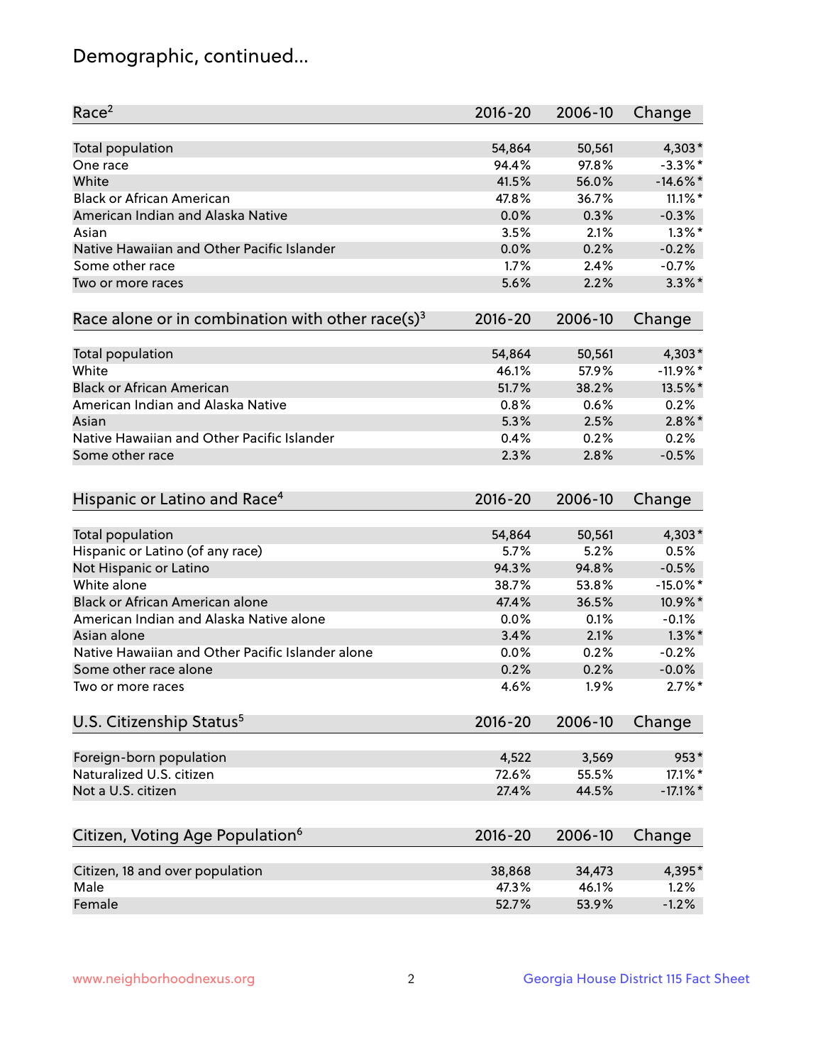# Demographic, continued...

| Race[2] | 2016-20 | 2006-10 | Change |
|---|---|---|---|
| Total population | 54,864 | 50,561 | 4,303* |
| One race | 94.4% | 97.8% | -3.3%* |
| White | 41.5% | 56.0% | -14.6%* |
| Black or African American | 47.8% | 36.7% | 11.1%* |
| American Indian and Alaska Native | 0.0% | 0.3% | -0.3% |
| Asian | 3.5% | 2.1% | 1.3%* |
| Native Hawaiian and Other Pacific Islander | 0.0% | 0.2% | -0.2% |
| Some other race | 1.7% | 2.4% | -0.7% |
| Two or more races | 5.6% | 2.2% | 3.3%* |

| Race alone or in combination with other race(s)[3] | 2016-20 | 2006-10 | Change |
|---|---|---|---|
| Total population | 54,864 | 50,561 | 4,303* |
| White | 46.1% | 57.9% | -11.9%* |
| Black or African American | 51.7% | 38.2% | 13.5%* |
| American Indian and Alaska Native | 0.8% | 0.6% | 0.2% |
| Asian | 5.3% | 2.5% | 2.8%* |
| Native Hawaiian and Other Pacific Islander | 0.4% | 0.2% | 0.2% |
| Some other race | 2.3% | 2.8% | -0.5% |

| Hispanic or Latino and Race[4] | 2016-20 | 2006-10 | Change |
|---|---|---|---|
| Total population | 54,864 | 50,561 | 4,303* |
| Hispanic or Latino (of any race) | 5.7% | 5.2% | 0.5% |
| Not Hispanic or Latino | 94.3% | 94.8% | -0.5% |
| White alone | 38.7% | 53.8% | -15.0%* |
| Black or African American alone | 47.4% | 36.5% | 10.9%* |
| American Indian and Alaska Native alone | 0.0% | 0.1% | -0.1% |
| Asian alone | 3.4% | 2.1% | 1.3%* |
| Native Hawaiian and Other Pacific Islander alone | 0.0% | 0.2% | -0.2% |
| Some other race alone | 0.2% | 0.2% | -0.0% |
| Two or more races | 4.6% | 1.9% | 2.7%* |

| U.S. Citizenship Status[5] | 2016-20 | 2006-10 | Change |
|---|---|---|---|
| Foreign-born population | 4,522 | 3,569 | 953* |
| Naturalized U.S. citizen | 72.6% | 55.5% | 17.1%* |
| Not a U.S. citizen | 27.4% | 44.5% | -17.1%* |

| Citizen, Voting Age Population[6] | 2016-20 | 2006-10 | Change |
|---|---|---|---|
| Citizen, 18 and over population | 38,868 | 34,473 | 4,395* |
| Male | 47.3% | 46.1% | 1.2% |
| Female | 52.7% | 53.9% | -1.2% |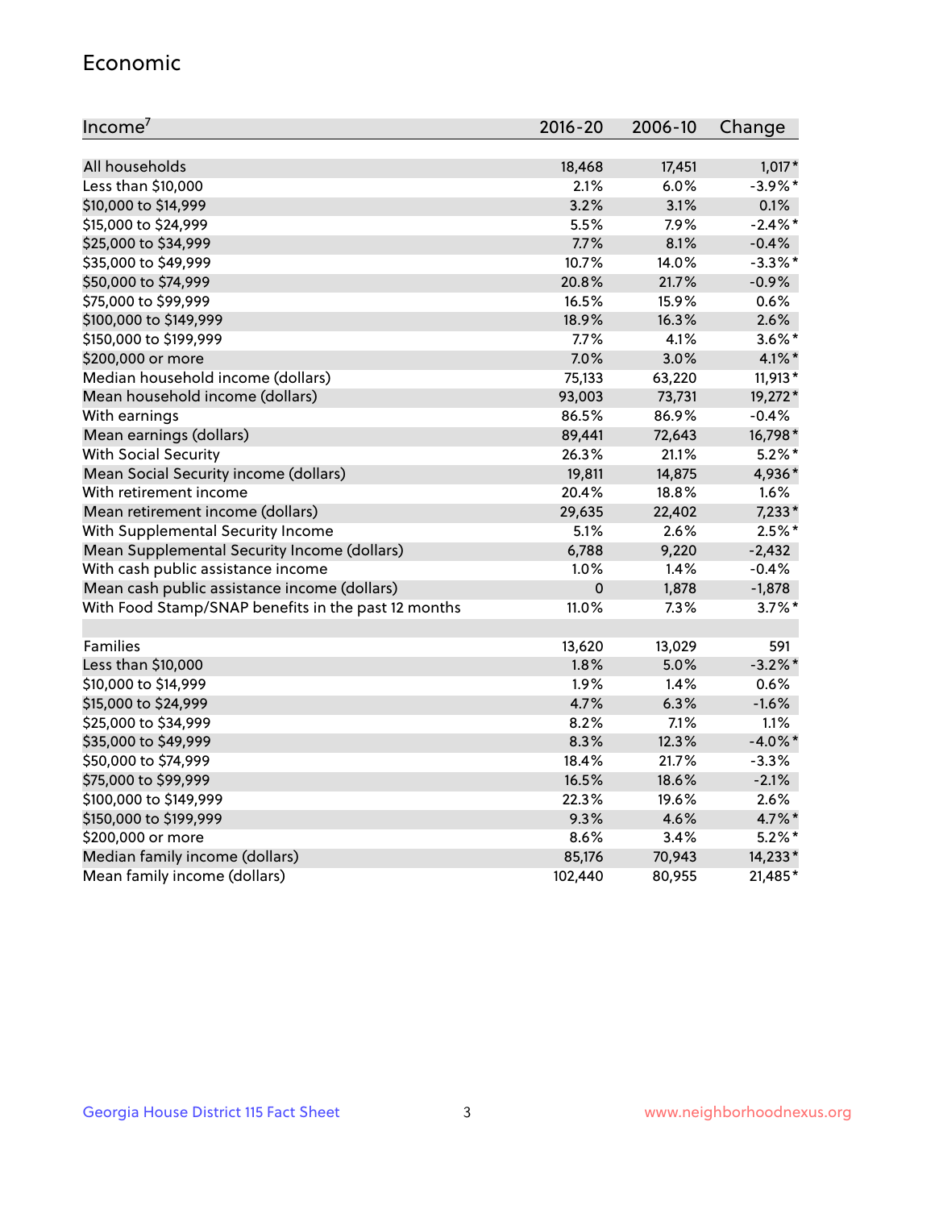## Economic

| Income[7] | 2016-20 | 2006-10 | Change |
|---|---|---|---|
| All households | 18,468 | 17,451 | 1,017* |
| Less than $10,000 | 2.1% | 6.0% | -3.9%* |
| $10,000 to $14,999 | 3.2% | 3.1% | 0.1% |
| $15,000 to $24,999 | 5.5% | 7.9% | -2.4%* |
| $25,000 to $34,999 | 7.7% | 8.1% | -0.4% |
| $35,000 to $49,999 | 10.7% | 14.0% | -3.3%* |
| $50,000 to $74,999 | 20.8% | 21.7% | -0.9% |
| $75,000 to $99,999 | 16.5% | 15.9% | 0.6% |
| $100,000 to $149,999 | 18.9% | 16.3% | 2.6% |
| $150,000 to $199,999 | 7.7% | 4.1% | 3.6%* |
| $200,000 or more | 7.0% | 3.0% | 4.1%* |
| Median household income (dollars) | 75,133 | 63,220 | 11,913* |
| Mean household income (dollars) | 93,003 | 73,731 | 19,272* |
| With earnings | 86.5% | 86.9% | -0.4% |
| Mean earnings (dollars) | 89,441 | 72,643 | 16,798* |
| With Social Security | 26.3% | 21.1% | 5.2%* |
| Mean Social Security income (dollars) | 19,811 | 14,875 | 4,936* |
| With retirement income | 20.4% | 18.8% | 1.6% |
| Mean retirement income (dollars) | 29,635 | 22,402 | 7,233* |
| With Supplemental Security Income | 5.1% | 2.6% | 2.5%* |
| Mean Supplemental Security Income (dollars) | 6,788 | 9,220 | -2,432 |
| With cash public assistance income | 1.0% | 1.4% | -0.4% |
| Mean cash public assistance income (dollars) | 0 | 1,878 | -1,878 |
| With Food Stamp/SNAP benefits in the past 12 months | 11.0% | 7.3% | 3.7%* |
| | | | |
| Families | 13,620 | 13,029 | 591 |
| Less than $10,000 | 1.8% | 5.0% | -3.2%* |
| $10,000 to $14,999 | 1.9% | 1.4% | 0.6% |
| $15,000 to $24,999 | 4.7% | 6.3% | -1.6% |
| $25,000 to $34,999 | 8.2% | 7.1% | 1.1% |
| $35,000 to $49,999 | 8.3% | 12.3% | -4.0%* |
| $50,000 to $74,999 | 18.4% | 21.7% | -3.3% |
| $75,000 to $99,999 | 16.5% | 18.6% | -2.1% |
| $100,000 to $149,999 | 22.3% | 19.6% | 2.6% |
| $150,000 to $199,999 | 9.3% | 4.6% | 4.7%* |
| $200,000 or more | 8.6% | 3.4% | 5.2%* |
| Median family income (dollars) | 85,176 | 70,943 | 14,233* |
| Mean family income (dollars) | 102,440 | 80,955 | 21,485* |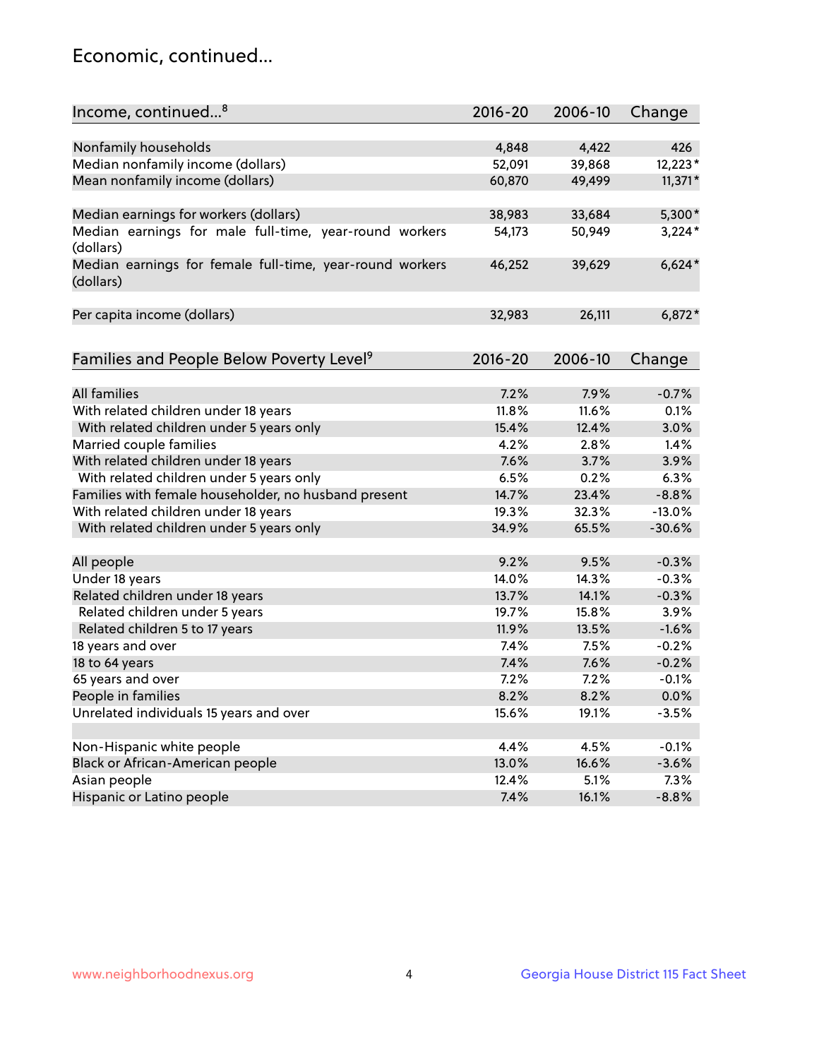## Economic, continued...

| Income, continued...[8] | 2016-20 | 2006-10 | Change |
|---|---|---|---|
| Nonfamily households | 4,848 | 4,422 | 426 |
| Median nonfamily income (dollars) | 52,091 | 39,868 | 12,223* |
| Mean nonfamily income (dollars) | 60,870 | 49,499 | 11,371* |
| Median earnings for workers (dollars) | 38,983 | 33,684 | 5,300* |
| Median earnings for male full-time, year-round workers (dollars) | 54,173 | 50,949 | 3,224* |
| Median earnings for female full-time, year-round workers (dollars) | 46,252 | 39,629 | 6,624* |
| Per capita income (dollars) | 32,983 | 26,111 | 6,872* |

| Families and People Below Poverty Level[9] | 2016-20 | 2006-10 | Change |
|---|---|---|---|
| All families | 7.2% | 7.9% | -0.7% |
| With related children under 18 years | 11.8% | 11.6% | 0.1% |
| With related children under 5 years only | 15.4% | 12.4% | 3.0% |
| Married couple families | 4.2% | 2.8% | 1.4% |
| With related children under 18 years | 7.6% | 3.7% | 3.9% |
| With related children under 5 years only | 6.5% | 0.2% | 6.3% |
| Families with female householder, no husband present | 14.7% | 23.4% | -8.8% |
| With related children under 18 years | 19.3% | 32.3% | -13.0% |
| With related children under 5 years only | 34.9% | 65.5% | -30.6% |
| All people | 9.2% | 9.5% | -0.3% |
| Under 18 years | 14.0% | 14.3% | -0.3% |
| Related children under 18 years | 13.7% | 14.1% | -0.3% |
| Related children under 5 years | 19.7% | 15.8% | 3.9% |
| Related children 5 to 17 years | 11.9% | 13.5% | -1.6% |
| 18 years and over | 7.4% | 7.5% | -0.2% |
| 18 to 64 years | 7.4% | 7.6% | -0.2% |
| 65 years and over | 7.2% | 7.2% | -0.1% |
| People in families | 8.2% | 8.2% | 0.0% |
| Unrelated individuals 15 years and over | 15.6% | 19.1% | -3.5% |
| Non-Hispanic white people | 4.4% | 4.5% | -0.1% |
| Black or African-American people | 13.0% | 16.6% | -3.6% |
| Asian people | 12.4% | 5.1% | 7.3% |
| Hispanic or Latino people | 7.4% | 16.1% | -8.8% |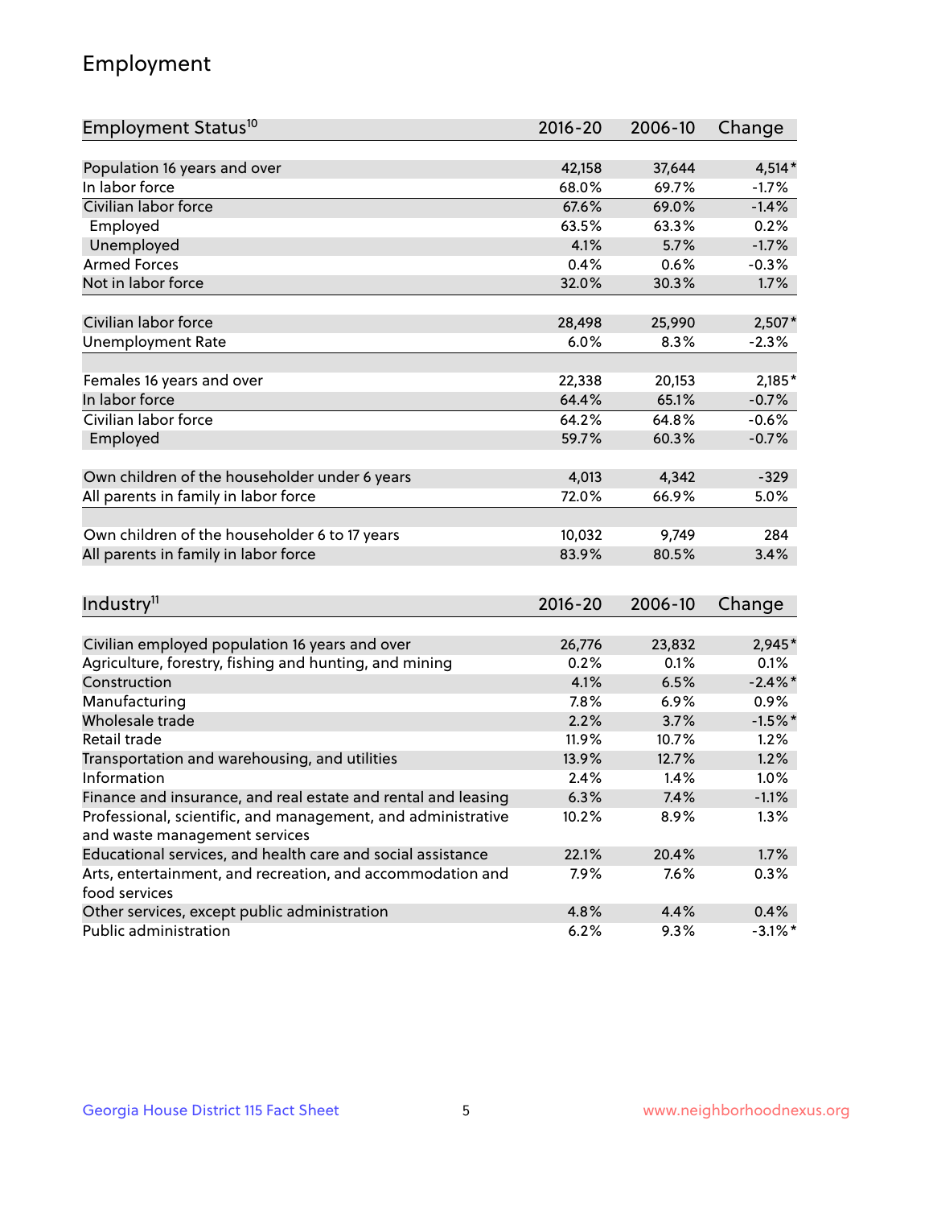## Employment

| Employment Status[10] | 2016-20 | 2006-10 | Change |
|---|---|---|---|
| Population 16 years and over | 42,158 | 37,644 | 4,514* |
| In labor force | 68.0% | 69.7% | -1.7% |
| Civilian labor force | 67.6% | 69.0% | -1.4% |
| Employed | 63.5% | 63.3% | 0.2% |
| Unemployed | 4.1% | 5.7% | -1.7% |
| Armed Forces | 0.4% | 0.6% | -0.3% |
| Not in labor force | 32.0% | 30.3% | 1.7% |
| | | | |
| Civilian labor force | 28,498 | 25,990 | 2,507* |
| Unemployment Rate | 6.0% | 8.3% | -2.3% |
| | | | |
| Females 16 years and over | 22,338 | 20,153 | 2,185* |
| In labor force | 64.4% | 65.1% | -0.7% |
| Civilian labor force | 64.2% | 64.8% | -0.6% |
| Employed | 59.7% | 60.3% | -0.7% |
| | | | |
| Own children of the householder under 6 years | 4,013 | 4,342 | -329 |
| All parents in family in labor force | 72.0% | 66.9% | 5.0% |
| | | | |
| Own children of the householder 6 to 17 years | 10,032 | 9,749 | 284 |
| All parents in family in labor force | 83.9% | 80.5% | 3.4% |

| Industry[11] | 2016-20 | 2006-10 | Change |
|---|---|---|---|
| Civilian employed population 16 years and over | 26,776 | 23,832 | 2,945* |
| Agriculture, forestry, fishing and hunting, and mining | 0.2% | 0.1% | 0.1% |
| Construction | 4.1% | 6.5% | -2.4%* |
| Manufacturing | 7.8% | 6.9% | 0.9% |
| Wholesale trade | 2.2% | 3.7% | -1.5%* |
| Retail trade | 11.9% | 10.7% | 1.2% |
| Transportation and warehousing, and utilities | 13.9% | 12.7% | 1.2% |
| Information | 2.4% | 1.4% | 1.0% |
| Finance and insurance, and real estate and rental and leasing | 6.3% | 7.4% | -1.1% |
| Professional, scientific, and management, and administrative and waste management services | 10.2% | 8.9% | 1.3% |
| Educational services, and health care and social assistance | 22.1% | 20.4% | 1.7% |
| Arts, entertainment, and recreation, and accommodation and food services | 7.9% | 7.6% | 0.3% |
| Other services, except public administration | 4.8% | 4.4% | 0.4% |
| Public administration | 6.2% | 9.3% | -3.1%* |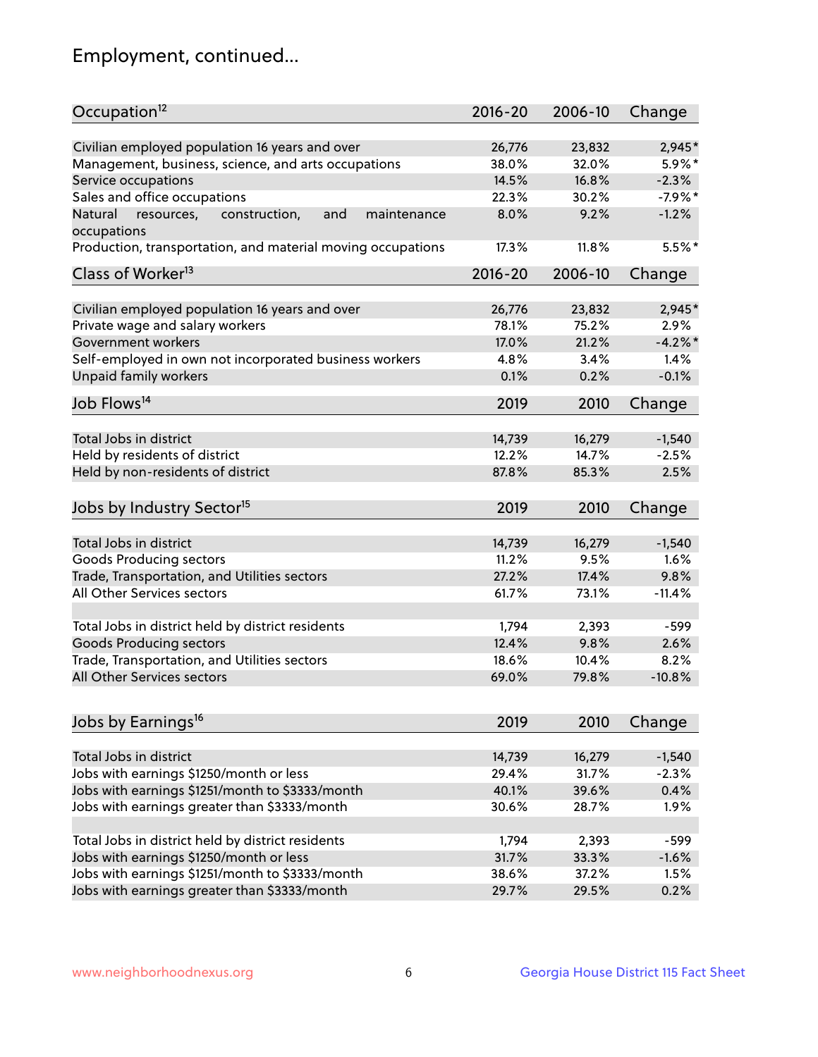## Employment, continued...

| Occupation[12] | 2016-20 | 2006-10 | Change |
|---|---|---|---|
| Civilian employed population 16 years and over | 26,776 | 23,832 | 2,945* |
| Management, business, science, and arts occupations | 38.0% | 32.0% | 5.9%* |
| Service occupations | 14.5% | 16.8% | -2.3% |
| Sales and office occupations | 22.3% | 30.2% | -7.9%* |
| Natural resources, construction, and maintenance occupations | 8.0% | 9.2% | -1.2% |
| Production, transportation, and material moving occupations | 17.3% | 11.8% | 5.5%* |

| Class of Worker[13] | 2016-20 | 2006-10 | Change |
|---|---|---|---|
| Civilian employed population 16 years and over | 26,776 | 23,832 | 2,945* |
| Private wage and salary workers | 78.1% | 75.2% | 2.9% |
| Government workers | 17.0% | 21.2% | -4.2%* |
| Self-employed in own not incorporated business workers | 4.8% | 3.4% | 1.4% |
| Unpaid family workers | 0.1% | 0.2% | -0.1% |

| Job Flows[14] | 2019 | 2010 | Change |
|---|---|---|---|
| Total Jobs in district | 14,739 | 16,279 | -1,540 |
| Held by residents of district | 12.2% | 14.7% | -2.5% |
| Held by non-residents of district | 87.8% | 85.3% | 2.5% |

| Jobs by Industry Sector[15] | 2019 | 2010 | Change |
|---|---|---|---|
| Total Jobs in district | 14,739 | 16,279 | -1,540 |
| Goods Producing sectors | 11.2% | 9.5% | 1.6% |
| Trade, Transportation, and Utilities sectors | 27.2% | 17.4% | 9.8% |
| All Other Services sectors | 61.7% | 73.1% | -11.4% |
| | | | |
| Total Jobs in district held by district residents | 1,794 | 2,393 | -599 |
| Goods Producing sectors | 12.4% | 9.8% | 2.6% |
| Trade, Transportation, and Utilities sectors | 18.6% | 10.4% | 8.2% |
| All Other Services sectors | 69.0% | 79.8% | -10.8% |

| Jobs by Earnings[16] | 2019 | 2010 | Change |
|---|---|---|---|
| Total Jobs in district | 14,739 | 16,279 | -1,540 |
| Jobs with earnings $1250/month or less | 29.4% | 31.7% | -2.3% |
| Jobs with earnings $1251/month to $3333/month | 40.1% | 39.6% | 0.4% |
| Jobs with earnings greater than $3333/month | 30.6% | 28.7% | 1.9% |
| | | | |
| Total Jobs in district held by district residents | 1,794 | 2,393 | -599 |
| Jobs with earnings $1250/month or less | 31.7% | 33.3% | -1.6% |
| Jobs with earnings $1251/month to $3333/month | 38.6% | 37.2% | 1.5% |
| Jobs with earnings greater than $3333/month | 29.7% | 29.5% | 0.2% |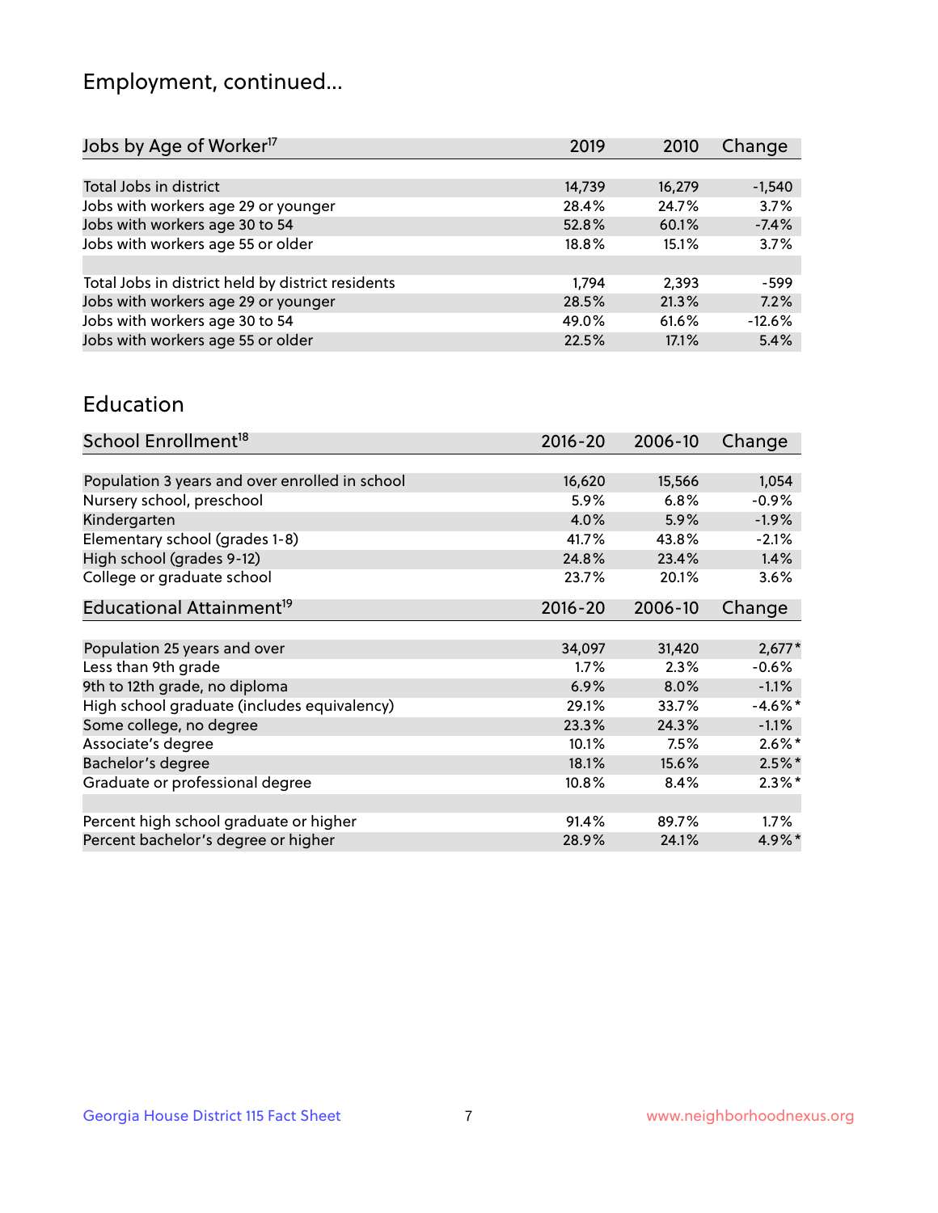## Employment, continued...

| Jobs by Age of Worker[17] | 2019 | 2010 | Change |
|---|---|---|---|
| Total Jobs in district | 14,739 | 16,279 | -1,540 |
| Jobs with workers age 29 or younger | 28.4% | 24.7% | 3.7% |
| Jobs with workers age 30 to 54 | 52.8% | 60.1% | -7.4% |
| Jobs with workers age 55 or older | 18.8% | 15.1% | 3.7% |
| | | | |
| Total Jobs in district held by district residents | 1,794 | 2,393 | -599 |
| Jobs with workers age 29 or younger | 28.5% | 21.3% | 7.2% |
| Jobs with workers age 30 to 54 | 49.0% | 61.6% | -12.6% |
| Jobs with workers age 55 or older | 22.5% | 17.1% | 5.4% |

## Education

| School Enrollment[18] | 2016-20 | 2006-10 | Change |
|---|---|---|---|
| Population 3 years and over enrolled in school | 16,620 | 15,566 | 1,054 |
| Nursery school, preschool | 5.9% | 6.8% | -0.9% |
| Kindergarten | 4.0% | 5.9% | -1.9% |
| Elementary school (grades 1-8) | 41.7% | 43.8% | -2.1% |
| High school (grades 9-12) | 24.8% | 23.4% | 1.4% |
| College or graduate school | 23.7% | 20.1% | 3.6% |

| Educational Attainment[19] | 2016-20 | 2006-10 | Change |
|---|---|---|---|
| Population 25 years and over | 34,097 | 31,420 | 2,677* |
| Less than 9th grade | 1.7% | 2.3% | -0.6% |
| 9th to 12th grade, no diploma | 6.9% | 8.0% | -1.1% |
| High school graduate (includes equivalency) | 29.1% | 33.7% | -4.6%* |
| Some college, no degree | 23.3% | 24.3% | -1.1% |
| Associate's degree | 10.1% | 7.5% | 2.6%* |
| Bachelor's degree | 18.1% | 15.6% | 2.5%* |
| Graduate or professional degree | 10.8% | 8.4% | 2.3%* |
| | | | |
| Percent high school graduate or higher | 91.4% | 89.7% | 1.7% |
| Percent bachelor's degree or higher | 28.9% | 24.1% | 4.9%* |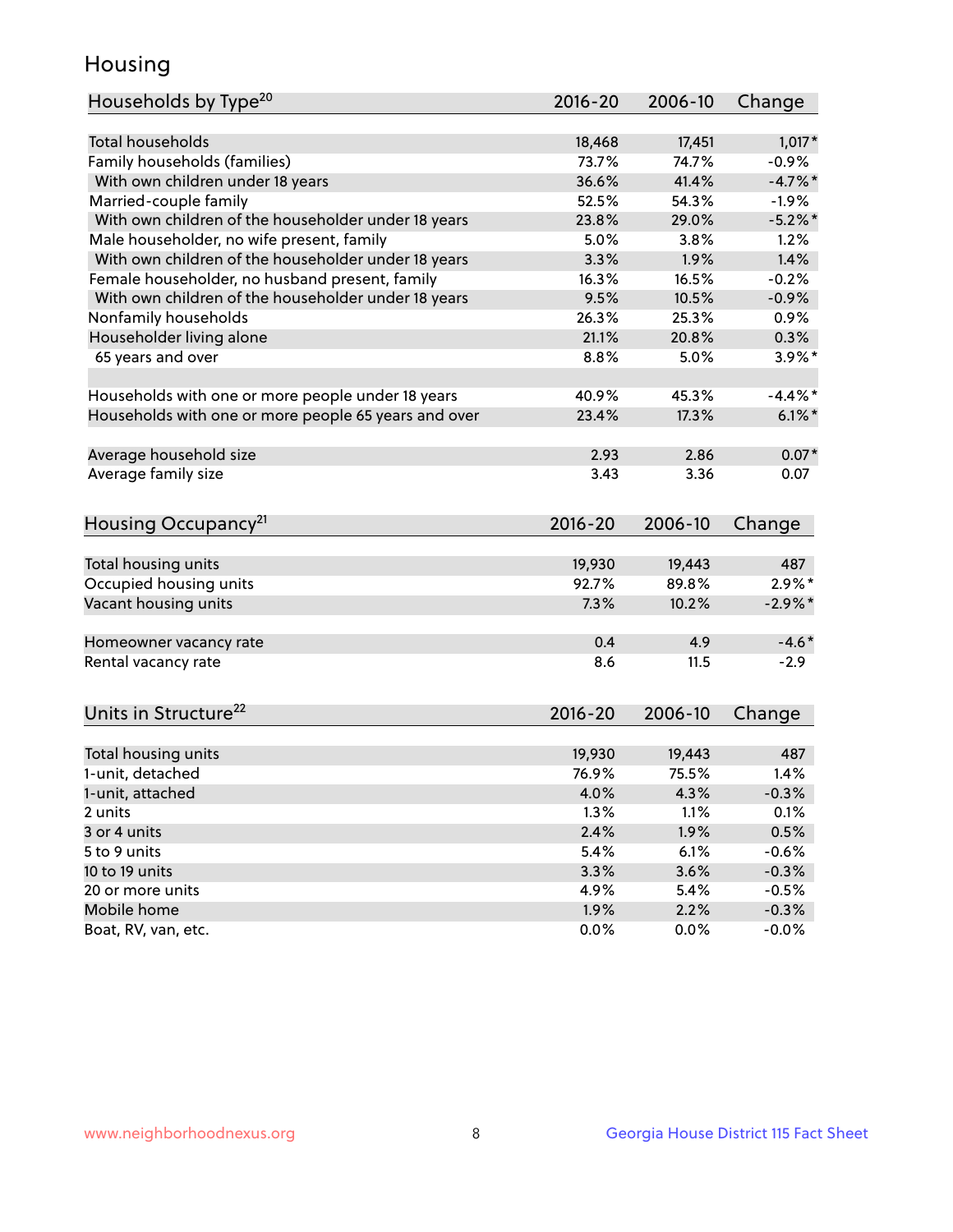## Housing

| Households by Type[20] | 2016-20 | 2006-10 | Change |
|---|---|---|---|
| Total households | 18,468 | 17,451 | 1,017* |
| Family households (families) | 73.7% | 74.7% | -0.9% |
| With own children under 18 years | 36.6% | 41.4% | -4.7%* |
| Married-couple family | 52.5% | 54.3% | -1.9% |
| With own children of the householder under 18 years | 23.8% | 29.0% | -5.2%* |
| Male householder, no wife present, family | 5.0% | 3.8% | 1.2% |
| With own children of the householder under 18 years | 3.3% | 1.9% | 1.4% |
| Female householder, no husband present, family | 16.3% | 16.5% | -0.2% |
| With own children of the householder under 18 years | 9.5% | 10.5% | -0.9% |
| Nonfamily households | 26.3% | 25.3% | 0.9% |
| Householder living alone | 21.1% | 20.8% | 0.3% |
| 65 years and over | 8.8% | 5.0% | 3.9%* |
| | | | |
| Households with one or more people under 18 years | 40.9% | 45.3% | -4.4%* |
| Households with one or more people 65 years and over | 23.4% | 17.3% | 6.1%* |
| | | | |
| Average household size | 2.93 | 2.86 | 0.07* |
| Average family size | 3.43 | 3.36 | 0.07 |

| Housing Occupancy[21] | 2016-20 | 2006-10 | Change |
|---|---|---|---|
| Total housing units | 19,930 | 19,443 | 487 |
| Occupied housing units | 92.7% | 89.8% | 2.9%* |
| Vacant housing units | 7.3% | 10.2% | -2.9%* |
| | | | |
| Homeowner vacancy rate | 0.4 | 4.9 | -4.6* |
| Rental vacancy rate | 8.6 | 11.5 | -2.9 |

| Units in Structure[22] | 2016-20 | 2006-10 | Change |
|---|---|---|---|
| Total housing units | 19,930 | 19,443 | 487 |
| 1-unit, detached | 76.9% | 75.5% | 1.4% |
| 1-unit, attached | 4.0% | 4.3% | -0.3% |
| 2 units | 1.3% | 1.1% | 0.1% |
| 3 or 4 units | 2.4% | 1.9% | 0.5% |
| 5 to 9 units | 5.4% | 6.1% | -0.6% |
| 10 to 19 units | 3.3% | 3.6% | -0.3% |
| 20 or more units | 4.9% | 5.4% | -0.5% |
| Mobile home | 1.9% | 2.2% | -0.3% |
| Boat, RV, van, etc. | 0.0% | 0.0% | -0.0% |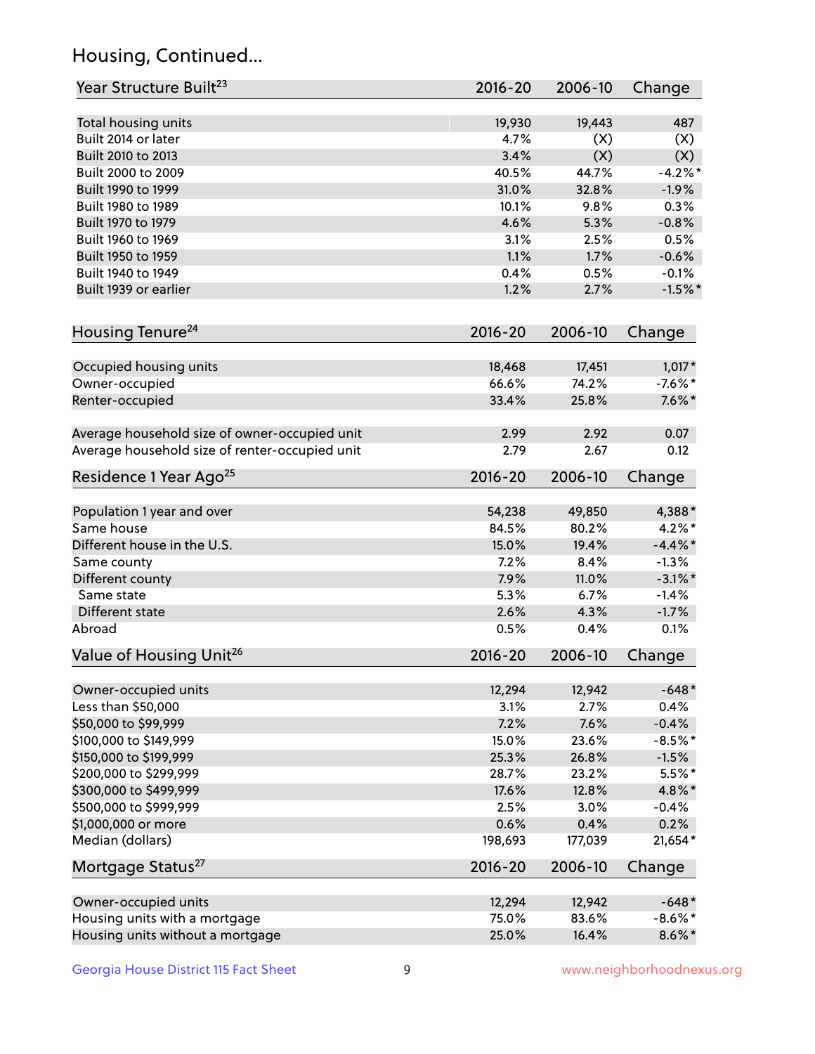## Housing, Continued...

| Year Structure Built[23] | 2016-20 | 2006-10 | Change |
|---|---|---|---|
| Total housing units | 19,930 | 19,443 | 487 |
| Built 2014 or later | 4.7% | (X) | (X) |
| Built 2010 to 2013 | 3.4% | (X) | (X) |
| Built 2000 to 2009 | 40.5% | 44.7% | -4.2%* |
| Built 1990 to 1999 | 31.0% | 32.8% | -1.9% |
| Built 1980 to 1989 | 10.1% | 9.8% | 0.3% |
| Built 1970 to 1979 | 4.6% | 5.3% | -0.8% |
| Built 1960 to 1969 | 3.1% | 2.5% | 0.5% |
| Built 1950 to 1959 | 1.1% | 1.7% | -0.6% |
| Built 1940 to 1949 | 0.4% | 0.5% | -0.1% |
| Built 1939 or earlier | 1.2% | 2.7% | -1.5%* |

| Housing Tenure[24] | 2016-20 | 2006-10 | Change |
|---|---|---|---|
| Occupied housing units | 18,468 | 17,451 | 1,017* |
| Owner-occupied | 66.6% | 74.2% | -7.6%* |
| Renter-occupied | 33.4% | 25.8% | 7.6%* |
| Average household size of owner-occupied unit | 2.99 | 2.92 | 0.07 |
| Average household size of renter-occupied unit | 2.79 | 2.67 | 0.12 |

| Residence 1 Year Ago[25] | 2016-20 | 2006-10 | Change |
|---|---|---|---|
| Population 1 year and over | 54,238 | 49,850 | 4,388* |
| Same house | 84.5% | 80.2% | 4.2%* |
| Different house in the U.S. | 15.0% | 19.4% | -4.4%* |
| Same county | 7.2% | 8.4% | -1.3% |
| Different county | 7.9% | 11.0% | -3.1%* |
| Same state | 5.3% | 6.7% | -1.4% |
| Different state | 2.6% | 4.3% | -1.7% |
| Abroad | 0.5% | 0.4% | 0.1% |

| Value of Housing Unit[26] | 2016-20 | 2006-10 | Change |
|---|---|---|---|
| Owner-occupied units | 12,294 | 12,942 | -648* |
| Less than $50,000 | 3.1% | 2.7% | 0.4% |
| $50,000 to $99,999 | 7.2% | 7.6% | -0.4% |
| $100,000 to $149,999 | 15.0% | 23.6% | -8.5%* |
| $150,000 to $199,999 | 25.3% | 26.8% | -1.5% |
| $200,000 to $299,999 | 28.7% | 23.2% | 5.5%* |
| $300,000 to $499,999 | 17.6% | 12.8% | 4.8%* |
| $500,000 to $999,999 | 2.5% | 3.0% | -0.4% |
| $1,000,000 or more | 0.6% | 0.4% | 0.2% |
| Median (dollars) | 198,693 | 177,039 | 21,654* |

| Mortgage Status[27] | 2016-20 | 2006-10 | Change |
|---|---|---|---|
| Owner-occupied units | 12,294 | 12,942 | -648* |
| Housing units with a mortgage | 75.0% | 83.6% | -8.6%* |
| Housing units without a mortgage | 25.0% | 16.4% | 8.6%* |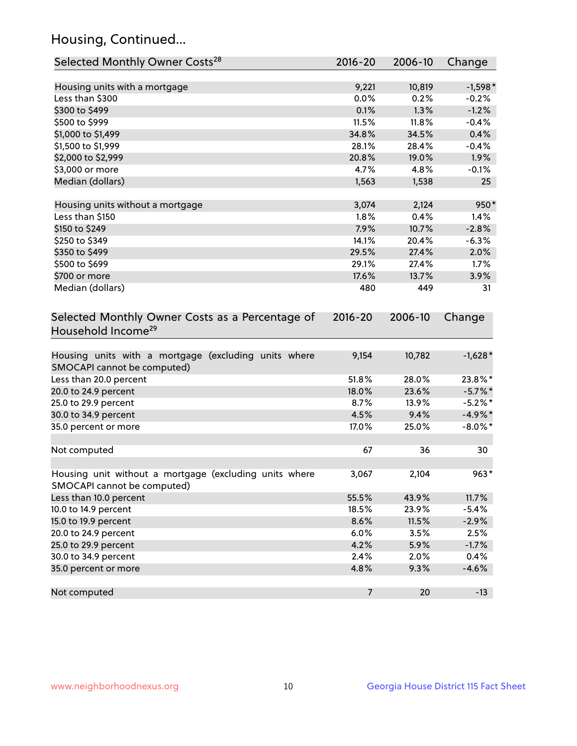## Housing, Continued...

| Selected Monthly Owner Costs[28] | 2016-20 | 2006-10 | Change |
|---|---|---|---|
| Housing units with a mortgage | 9,221 | 10,819 | -1,598* |
| Less than $300 | 0.0% | 0.2% | -0.2% |
| $300 to $499 | 0.1% | 1.3% | -1.2% |
| $500 to $999 | 11.5% | 11.8% | -0.4% |
| $1,000 to $1,499 | 34.8% | 34.5% | 0.4% |
| $1,500 to $1,999 | 28.1% | 28.4% | -0.4% |
| $2,000 to $2,999 | 20.8% | 19.0% | 1.9% |
| $3,000 or more | 4.7% | 4.8% | -0.1% |
| Median (dollars) | 1,563 | 1,538 | 25 |
| | | | |
| Housing units without a mortgage | 3,074 | 2,124 | 950* |
| Less than $150 | 1.8% | 0.4% | 1.4% |
| $150 to $249 | 7.9% | 10.7% | -2.8% |
| $250 to $349 | 14.1% | 20.4% | -6.3% |
| $350 to $499 | 29.5% | 27.4% | 2.0% |
| $500 to $699 | 29.1% | 27.4% | 1.7% |
| $700 or more | 17.6% | 13.7% | 3.9% |
| Median (dollars) | 480 | 449 | 31 |

| Selected Monthly Owner Costs as a Percentage of Household Income[29] | 2016-20 | 2006-10 | Change |
|---|---|---|---|
| Housing units with a mortgage (excluding units where SMOCAPI cannot be computed) | 9,154 | 10,782 | -1,628* |
| Less than 20.0 percent | 51.8% | 28.0% | 23.8%* |
| 20.0 to 24.9 percent | 18.0% | 23.6% | -5.7%* |
| 25.0 to 29.9 percent | 8.7% | 13.9% | -5.2%* |
| 30.0 to 34.9 percent | 4.5% | 9.4% | -4.9%* |
| 35.0 percent or more | 17.0% | 25.0% | -8.0%* |
| | | | |
| Not computed | 67 | 36 | 30 |
| | | | |
| Housing unit without a mortgage (excluding units where SMOCAPI cannot be computed) | 3,067 | 2,104 | 963* |
| Less than 10.0 percent | 55.5% | 43.9% | 11.7% |
| 10.0 to 14.9 percent | 18.5% | 23.9% | -5.4% |
| 15.0 to 19.9 percent | 8.6% | 11.5% | -2.9% |
| 20.0 to 24.9 percent | 6.0% | 3.5% | 2.5% |
| 25.0 to 29.9 percent | 4.2% | 5.9% | -1.7% |
| 30.0 to 34.9 percent | 2.4% | 2.0% | 0.4% |
| 35.0 percent or more | 4.8% | 9.3% | -4.6% |
| | | | |
| Not computed | 7 | 20 | -13 |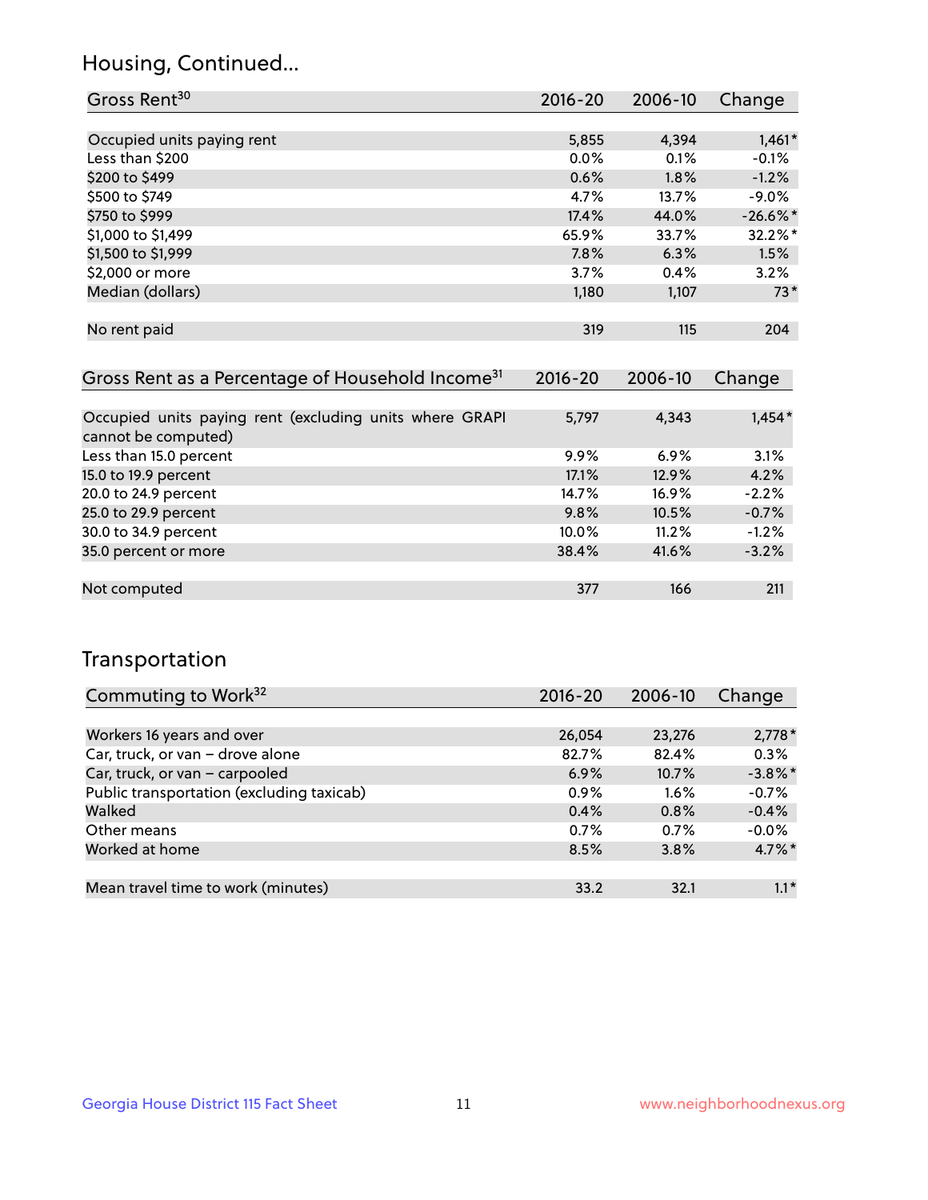## Housing, Continued...

| Gross Rent[30] | 2016-20 | 2006-10 | Change |
|---|---|---|---|
| Occupied units paying rent | 5,855 | 4,394 | 1,461* |
| Less than $200 | 0.0% | 0.1% | -0.1% |
| $200 to $499 | 0.6% | 1.8% | -1.2% |
| $500 to $749 | 4.7% | 13.7% | -9.0% |
| $750 to $999 | 17.4% | 44.0% | -26.6%* |
| $1,000 to $1,499 | 65.9% | 33.7% | 32.2%* |
| $1,500 to $1,999 | 7.8% | 6.3% | 1.5% |
| $2,000 or more | 3.7% | 0.4% | 3.2% |
| Median (dollars) | 1,180 | 1,107 | 73* |
| No rent paid | 319 | 115 | 204 |

| Gross Rent as a Percentage of Household Income[31] | 2016-20 | 2006-10 | Change |
|---|---|---|---|
| Occupied units paying rent (excluding units where GRAPI cannot be computed) | 5,797 | 4,343 | 1,454* |
| Less than 15.0 percent | 9.9% | 6.9% | 3.1% |
| 15.0 to 19.9 percent | 17.1% | 12.9% | 4.2% |
| 20.0 to 24.9 percent | 14.7% | 16.9% | -2.2% |
| 25.0 to 29.9 percent | 9.8% | 10.5% | -0.7% |
| 30.0 to 34.9 percent | 10.0% | 11.2% | -1.2% |
| 35.0 percent or more | 38.4% | 41.6% | -3.2% |
| Not computed | 377 | 166 | 211 |

## Transportation

| Commuting to Work[32] | 2016-20 | 2006-10 | Change |
|---|---|---|---|
| Workers 16 years and over | 26,054 | 23,276 | 2,778* |
| Car, truck, or van – drove alone | 82.7% | 82.4% | 0.3% |
| Car, truck, or van – carpooled | 6.9% | 10.7% | -3.8%* |
| Public transportation (excluding taxicab) | 0.9% | 1.6% | -0.7% |
| Walked | 0.4% | 0.8% | -0.4% |
| Other means | 0.7% | 0.7% | -0.0% |
| Worked at home | 8.5% | 3.8% | 4.7%* |
| Mean travel time to work (minutes) | 33.2 | 32.1 | 1.1* |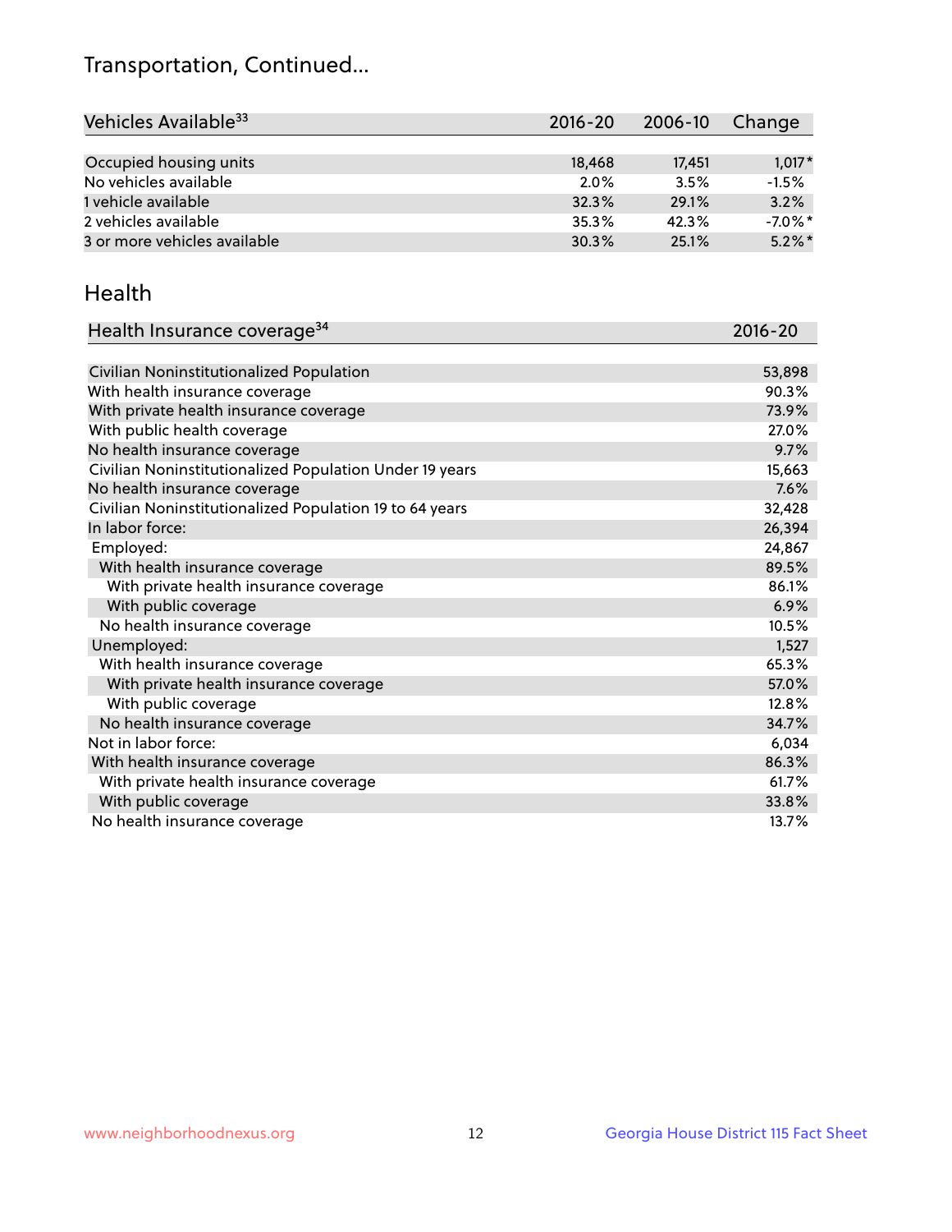## Transportation, Continued...

| Vehicles Available[33] | 2016-20 | 2006-10 | Change |
|---|---|---|---|
| Occupied housing units | 18,468 | 17,451 | 1,017* |
| No vehicles available | 2.0% | 3.5% | -1.5% |
| 1 vehicle available | 32.3% | 29.1% | 3.2% |
| 2 vehicles available | 35.3% | 42.3% | -7.0%* |
| 3 or more vehicles available | 30.3% | 25.1% | 5.2%* |

## Health

| Health Insurance coverage[34] | 2016-20 |
|---|---|
| Civilian Noninstitutionalized Population | 53,898 |
| With health insurance coverage | 90.3% |
| With private health insurance coverage | 73.9% |
| With public health coverage | 27.0% |
| No health insurance coverage | 9.7% |
| Civilian Noninstitutionalized Population Under 19 years | 15,663 |
| No health insurance coverage | 7.6% |
| Civilian Noninstitutionalized Population 19 to 64 years | 32,428 |
| In labor force: | 26,394 |
| Employed: | 24,867 |
| With health insurance coverage | 89.5% |
| With private health insurance coverage | 86.1% |
| With public coverage | 6.9% |
| No health insurance coverage | 10.5% |
| Unemployed: | 1,527 |
| With health insurance coverage | 65.3% |
| With private health insurance coverage | 57.0% |
| With public coverage | 12.8% |
| No health insurance coverage | 34.7% |
| Not in labor force: | 6,034 |
| With health insurance coverage | 86.3% |
| With private health insurance coverage | 61.7% |
| With public coverage | 33.8% |
| No health insurance coverage | 13.7% |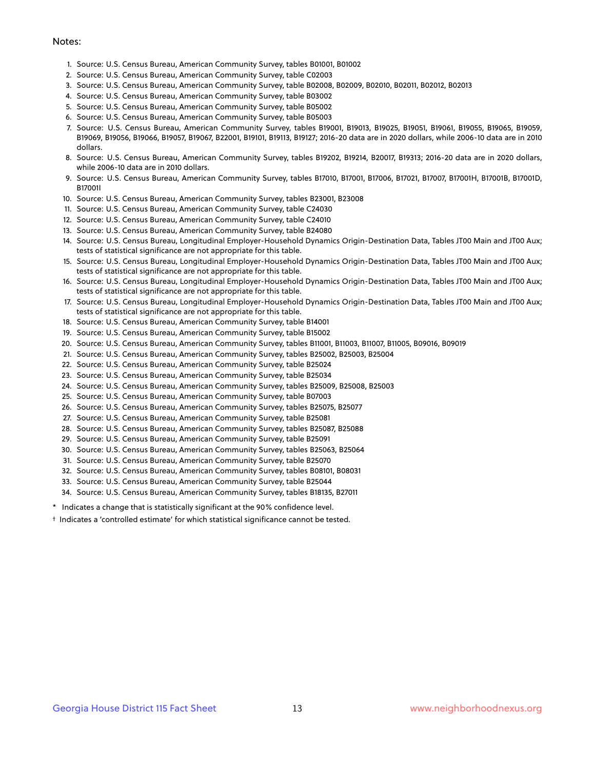Notes:

1. Source: U.S. Census Bureau, American Community Survey, tables B01001, B01002
2. Source: U.S. Census Bureau, American Community Survey, table C02003
3. Source: U.S. Census Bureau, American Community Survey, table B02008, B02009, B02010, B02011, B02012, B02013
4. Source: U.S. Census Bureau, American Community Survey, table B03002
5. Source: U.S. Census Bureau, American Community Survey, table B05002
6. Source: U.S. Census Bureau, American Community Survey, table B05003
7. Source: U.S. Census Bureau, American Community Survey, tables B19001, B19013, B19025, B19051, B19061, B19055, B19065, B19059, B19069, B19056, B19066, B19057, B19067, B22001, B19101, B19113, B19127; 2016-20 data are in 2020 dollars, while 2006-10 data are in 2010 dollars.
8. Source: U.S. Census Bureau, American Community Survey, tables B19202, B19214, B20017, B19313; 2016-20 data are in 2020 dollars, while 2006-10 data are in 2010 dollars.
9. Source: U.S. Census Bureau, American Community Survey, tables B17010, B17001, B17006, B17021, B17007, B17001H, B17001B, B17001D, B17001I
10. Source: U.S. Census Bureau, American Community Survey, tables B23001, B23008
11. Source: U.S. Census Bureau, American Community Survey, table C24030
12. Source: U.S. Census Bureau, American Community Survey, table C24010
13. Source: U.S. Census Bureau, American Community Survey, table B24080
14. Source: U.S. Census Bureau, Longitudinal Employer-Household Dynamics Origin-Destination Data, Tables JT00 Main and JT00 Aux; tests of statistical significance are not appropriate for this table.
15. Source: U.S. Census Bureau, Longitudinal Employer-Household Dynamics Origin-Destination Data, Tables JT00 Main and JT00 Aux; tests of statistical significance are not appropriate for this table.
16. Source: U.S. Census Bureau, Longitudinal Employer-Household Dynamics Origin-Destination Data, Tables JT00 Main and JT00 Aux; tests of statistical significance are not appropriate for this table.
17. Source: U.S. Census Bureau, Longitudinal Employer-Household Dynamics Origin-Destination Data, Tables JT00 Main and JT00 Aux; tests of statistical significance are not appropriate for this table.
18. Source: U.S. Census Bureau, American Community Survey, table B14001
19. Source: U.S. Census Bureau, American Community Survey, table B15002
20. Source: U.S. Census Bureau, American Community Survey, tables B11001, B11003, B11007, B11005, B09016, B09019
21. Source: U.S. Census Bureau, American Community Survey, tables B25002, B25003, B25004
22. Source: U.S. Census Bureau, American Community Survey, table B25024
23. Source: U.S. Census Bureau, American Community Survey, table B25034
24. Source: U.S. Census Bureau, American Community Survey, tables B25009, B25008, B25003
25. Source: U.S. Census Bureau, American Community Survey, table B07003
26. Source: U.S. Census Bureau, American Community Survey, tables B25075, B25077
27. Source: U.S. Census Bureau, American Community Survey, table B25081
28. Source: U.S. Census Bureau, American Community Survey, tables B25087, B25088
29. Source: U.S. Census Bureau, American Community Survey, table B25091
30. Source: U.S. Census Bureau, American Community Survey, tables B25063, B25064
31. Source: U.S. Census Bureau, American Community Survey, table B25070
32. Source: U.S. Census Bureau, American Community Survey, tables B08101, B08031
33. Source: U.S. Census Bureau, American Community Survey, table B25044
34. Source: U.S. Census Bureau, American Community Survey, tables B18135, B27011

\* Indicates a change that is statistically significant at the 90% confidence level.

† Indicates a 'controlled estimate' for which statistical significance cannot be tested.